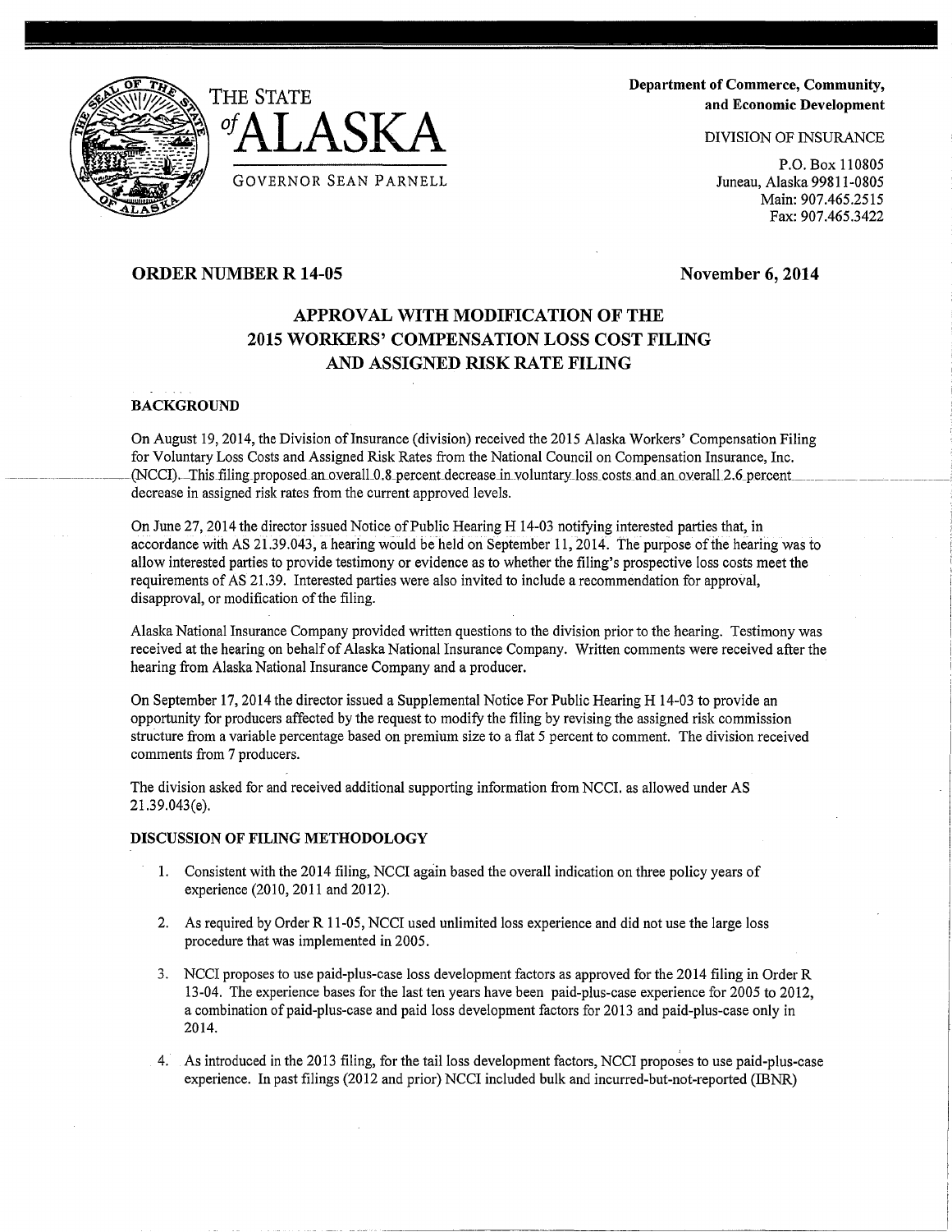THE STATE *of* ALASKA

GOVERNOR SEAN PARNELL

**Department of Commerce, Community, and Economic Development**

DIVISION OF INSURANCE

P.O. Box 110805
Juneau, Alaska 99811-0805
Main: 907.465.2515
Fax: 907.465.3422

**ORDER NUMBER R 14-05** **November 6, 2014**

# APPROVAL WITH MODIFICATION OF THE 2015 WORKERS' COMPENSATION LOSS COST FILING AND ASSIGNED RISK RATE FILING

## BACKGROUND

On August 19, 2014, the Division of Insurance (division) received the 2015 Alaska Workers' Compensation Filing for Voluntary Loss Costs and Assigned Risk Rates from the National Council on Compensation Insurance, Inc. (NCCI). This filing proposed an overall 0.8 percent decrease in voluntary loss costs and an overall 2.6 percent decrease in assigned risk rates from the current approved levels.

On June 27, 2014 the director issued Notice of Public Hearing H 14-03 notifying interested parties that, in accordance with AS 21.39.043, a hearing would be held on September 11, 2014. The purpose of the hearing was to allow interested parties to provide testimony or evidence as to whether the filing's prospective loss costs meet the requirements of AS 21.39. Interested parties were also invited to include a recommendation for approval, disapproval, or modification of the filing.

Alaska National Insurance Company provided written questions to the division prior to the hearing. Testimony was received at the hearing on behalf of Alaska National Insurance Company. Written comments were received after the hearing from Alaska National Insurance Company and a producer.

On September 17, 2014 the director issued a Supplemental Notice For Public Hearing H 14-03 to provide an opportunity for producers affected by the request to modify the filing by revising the assigned risk commission structure from a variable percentage based on premium size to a flat 5 percent to comment. The division received comments from 7 producers.

The division asked for and received additional supporting information from NCCI. as allowed under AS 21.39.043(e).

## DISCUSSION OF FILING METHODOLOGY

1. Consistent with the 2014 filing, NCCI again based the overall indication on three policy years of experience (2010, 2011 and 2012).
2. As required by Order R 11-05, NCCI used unlimited loss experience and did not use the large loss procedure that was implemented in 2005.
3. NCCI proposes to use paid-plus-case loss development factors as approved for the 2014 filing in Order R 13-04. The experience bases for the last ten years have been paid-plus-case experience for 2005 to 2012, a combination of paid-plus-case and paid loss development factors for 2013 and paid-plus-case only in 2014.
4. As introduced in the 2013 filing, for the tail loss development factors, NCCI proposes to use paid-plus-case experience. In past filings (2012 and prior) NCCI included bulk and incurred-but-not-reported (IBNR)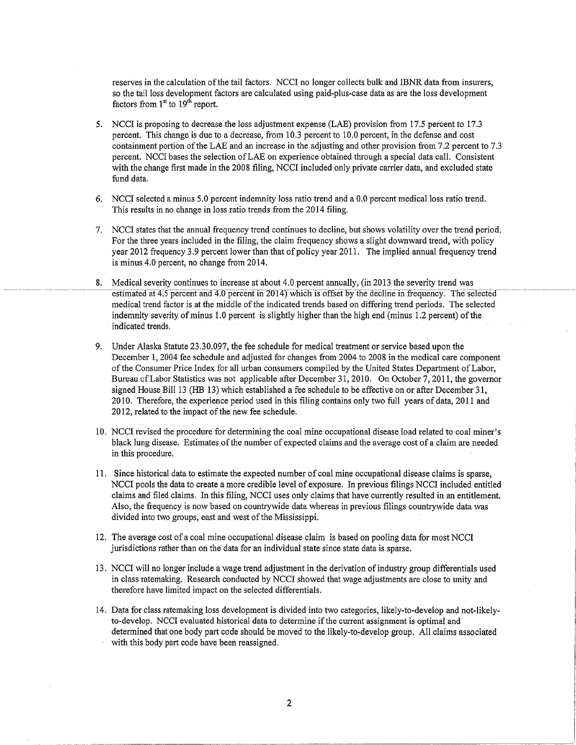reserves in the calculation of the tail factors. NCCI no longer collects bulk and IBNR data from insurers, so the tail loss development factors are calculated using paid-plus-case data as are the loss development factors from 1st to 19th report.

5. NCCI is proposing to decrease the loss adjustment expense (LAE) provision from 17.5 percent to 17.3 percent. This change is due to a decrease, from 10.3 percent to 10.0 percent, in the defense and cost containment portion of the LAE and an increase in the adjusting and other provision from 7.2 percent to 7.3 percent. NCCI bases the selection of LAE on experience obtained through a special data call. Consistent with the change first made in the 2008 filing, NCCI included only private carrier data, and excluded state fund data.

6. NCCI selected a minus 5.0 percent indemnity loss ratio trend and a 0.0 percent medical loss ratio trend. This results in no change in loss ratio trends from the 2014 filing.

7. NCCI states that the annual frequency trend continues to decline, but shows volatility over the trend period. For the three years included in the filing, the claim frequency shows a slight downward trend, with policy year 2012 frequency 3.9 percent lower than that of policy year 2011. The implied annual frequency trend is minus 4.0 percent, no change from 2014.

8. Medical severity continues to increase at about 4.0 percent annually, (in 2013 the severity trend was estimated at 4.5 percent and 4.0 percent in 2014) which is offset by the decline in frequency. The selected medical trend factor is at the middle of the indicated trends based on differing trend periods. The selected indemnity severity of minus 1.0 percent is slightly higher than the high end (minus 1.2 percent) of the indicated trends.

9. Under Alaska Statute 23.30.097, the fee schedule for medical treatment or service based upon the December 1, 2004 fee schedule and adjusted for changes from 2004 to 2008 in the medical care component of the Consumer Price Index for all urban consumers compiled by the United States Department of Labor, Bureau of Labor Statistics was not applicable after December 31, 2010. On October 7, 2011, the governor signed House Bill 13 (HB 13) which established a fee schedule to be effective on or after December 31, 2010. Therefore, the experience period used in this filing contains only two full years of data, 2011 and 2012, related to the impact of the new fee schedule.

10. NCCI revised the procedure for determining the coal mine occupational disease load related to coal miner's black lung disease. Estimates of the number of expected claims and the average cost of a claim are needed in this procedure.

11. Since historical data to estimate the expected number of coal mine occupational disease claims is sparse, NCCI pools the data to create a more credible level of exposure. In previous filings NCCI included entitled claims and filed claims. In this filing, NCCI uses only claims that have currently resulted in an entitlement. Also, the frequency is now based on countrywide data whereas in previous filings countrywide data was divided into two groups, east and west of the Mississippi.

12. The average cost of a coal mine occupational disease claim is based on pooling data for most NCCI jurisdictions rather than on the data for an individual state since state data is sparse.

13. NCCI will no longer include a wage trend adjustment in the derivation of industry group differentials used in class ratemaking. Research conducted by NCCI showed that wage adjustments are close to unity and therefore have limited impact on the selected differentials.

14. Data for class ratemaking loss development is divided into two categories, likely-to-develop and not-likely-to-develop. NCCI evaluated historical data to determine if the current assignment is optimal and determined that one body part code should be moved to the likely-to-develop group. All claims associated with this body part code have been reassigned.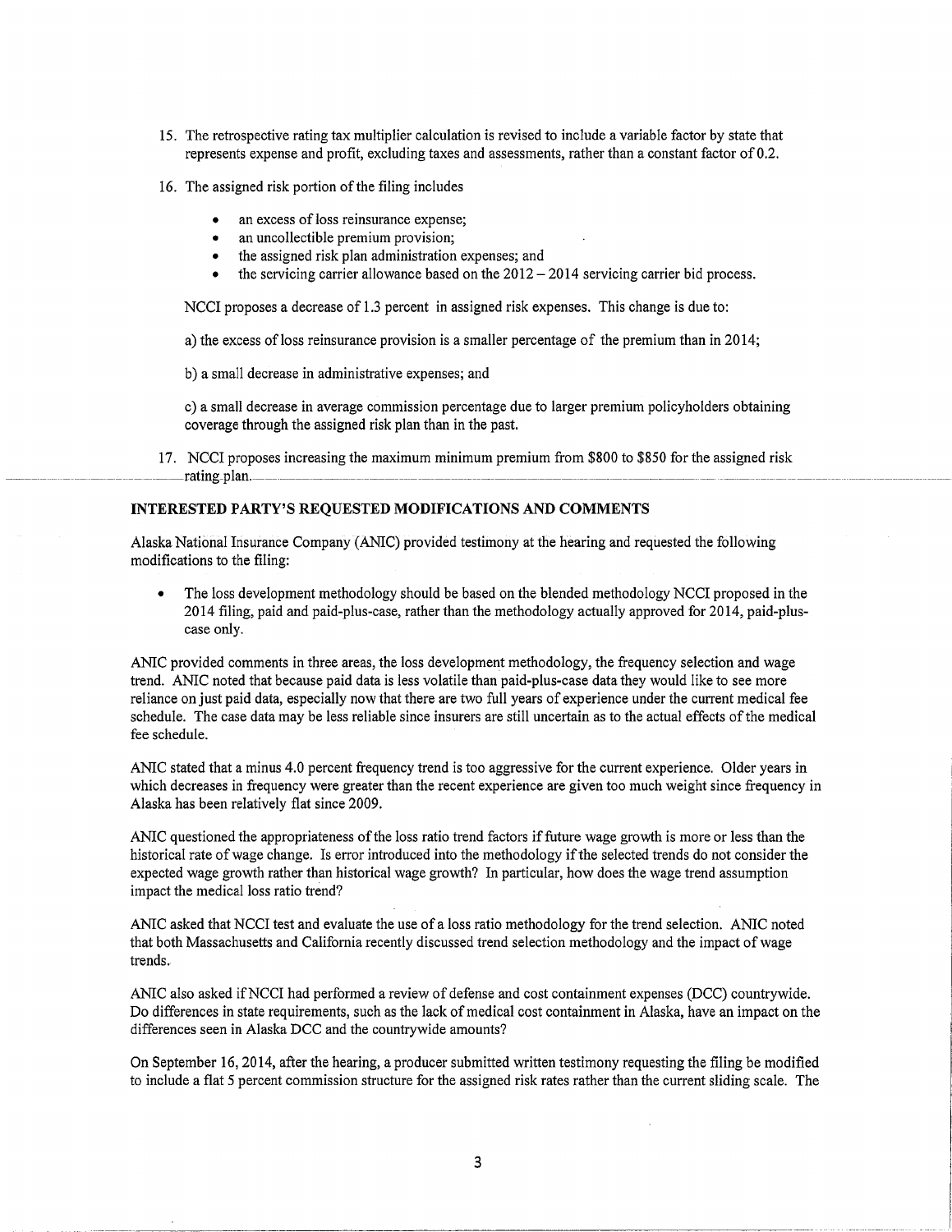15. The retrospective rating tax multiplier calculation is revised to include a variable factor by state that represents expense and profit, excluding taxes and assessments, rather than a constant factor of 0.2.

16. The assigned risk portion of the filing includes

    - an excess of loss reinsurance expense;
    - an uncollectible premium provision;
    - the assigned risk plan administration expenses; and
    - the servicing carrier allowance based on the 2012 – 2014 servicing carrier bid process.

    NCCI proposes a decrease of 1.3 percent in assigned risk expenses. This change is due to:

    a) the excess of loss reinsurance provision is a smaller percentage of the premium than in 2014;

    b) a small decrease in administrative expenses; and

    c) a small decrease in average commission percentage due to larger premium policyholders obtaining coverage through the assigned risk plan than in the past.

17. NCCI proposes increasing the maximum minimum premium from $800 to $850 for the assigned risk rating plan.

## INTERESTED PARTY'S REQUESTED MODIFICATIONS AND COMMENTS

Alaska National Insurance Company (ANIC) provided testimony at the hearing and requested the following modifications to the filing:

- The loss development methodology should be based on the blended methodology NCCI proposed in the 2014 filing, paid and paid-plus-case, rather than the methodology actually approved for 2014, paid-plus-case only.

ANIC provided comments in three areas, the loss development methodology, the frequency selection and wage trend. ANIC noted that because paid data is less volatile than paid-plus-case data they would like to see more reliance on just paid data, especially now that there are two full years of experience under the current medical fee schedule. The case data may be less reliable since insurers are still uncertain as to the actual effects of the medical fee schedule.

ANIC stated that a minus 4.0 percent frequency trend is too aggressive for the current experience. Older years in which decreases in frequency were greater than the recent experience are given too much weight since frequency in Alaska has been relatively flat since 2009.

ANIC questioned the appropriateness of the loss ratio trend factors if future wage growth is more or less than the historical rate of wage change. Is error introduced into the methodology if the selected trends do not consider the expected wage growth rather than historical wage growth? In particular, how does the wage trend assumption impact the medical loss ratio trend?

ANIC asked that NCCI test and evaluate the use of a loss ratio methodology for the trend selection. ANIC noted that both Massachusetts and California recently discussed trend selection methodology and the impact of wage trends.

ANIC also asked if NCCI had performed a review of defense and cost containment expenses (DCC) countrywide. Do differences in state requirements, such as the lack of medical cost containment in Alaska, have an impact on the differences seen in Alaska DCC and the countrywide amounts?

On September 16, 2014, after the hearing, a producer submitted written testimony requesting the filing be modified to include a flat 5 percent commission structure for the assigned risk rates rather than the current sliding scale. The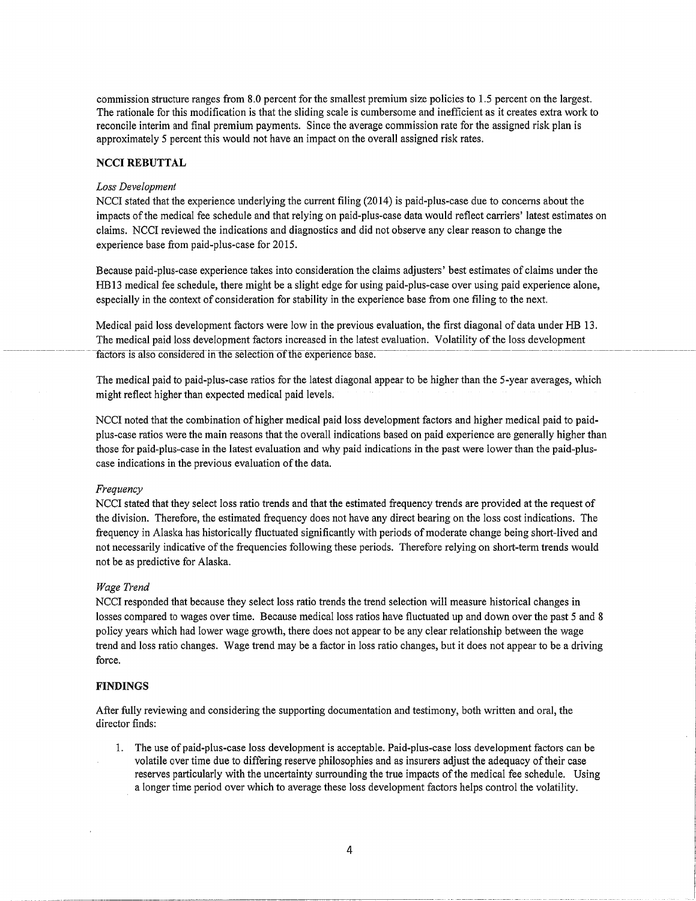commission structure ranges from 8.0 percent for the smallest premium size policies to 1.5 percent on the largest. The rationale for this modification is that the sliding scale is cumbersome and inefficient as it creates extra work to reconcile interim and final premium payments. Since the average commission rate for the assigned risk plan is approximately 5 percent this would not have an impact on the overall assigned risk rates.

## NCCI REBUTTAL

*Loss Development*

NCCI stated that the experience underlying the current filing (2014) is paid-plus-case due to concerns about the impacts of the medical fee schedule and that relying on paid-plus-case data would reflect carriers' latest estimates on claims. NCCI reviewed the indications and diagnostics and did not observe any clear reason to change the experience base from paid-plus-case for 2015.

Because paid-plus-case experience takes into consideration the claims adjusters' best estimates of claims under the HB13 medical fee schedule, there might be a slight edge for using paid-plus-case over using paid experience alone, especially in the context of consideration for stability in the experience base from one filing to the next.

Medical paid loss development factors were low in the previous evaluation, the first diagonal of data under HB 13. The medical paid loss development factors increased in the latest evaluation. Volatility of the loss development factors is also considered in the selection of the experience base.

The medical paid to paid-plus-case ratios for the latest diagonal appear to be higher than the 5-year averages, which might reflect higher than expected medical paid levels.

NCCI noted that the combination of higher medical paid loss development factors and higher medical paid to paid-plus-case ratios were the main reasons that the overall indications based on paid experience are generally higher than those for paid-plus-case in the latest evaluation and why paid indications in the past were lower than the paid-plus-case indications in the previous evaluation of the data.

*Frequency*

NCCI stated that they select loss ratio trends and that the estimated frequency trends are provided at the request of the division. Therefore, the estimated frequency does not have any direct bearing on the loss cost indications. The frequency in Alaska has historically fluctuated significantly with periods of moderate change being short-lived and not necessarily indicative of the frequencies following these periods. Therefore relying on short-term trends would not be as predictive for Alaska.

*Wage Trend*

NCCI responded that because they select loss ratio trends the trend selection will measure historical changes in losses compared to wages over time. Because medical loss ratios have fluctuated up and down over the past 5 and 8 policy years which had lower wage growth, there does not appear to be any clear relationship between the wage trend and loss ratio changes. Wage trend may be a factor in loss ratio changes, but it does not appear to be a driving force.

## FINDINGS

After fully reviewing and considering the supporting documentation and testimony, both written and oral, the director finds:

1. The use of paid-plus-case loss development is acceptable. Paid-plus-case loss development factors can be volatile over time due to differing reserve philosophies and as insurers adjust the adequacy of their case reserves particularly with the uncertainty surrounding the true impacts of the medical fee schedule. Using a longer time period over which to average these loss development factors helps control the volatility.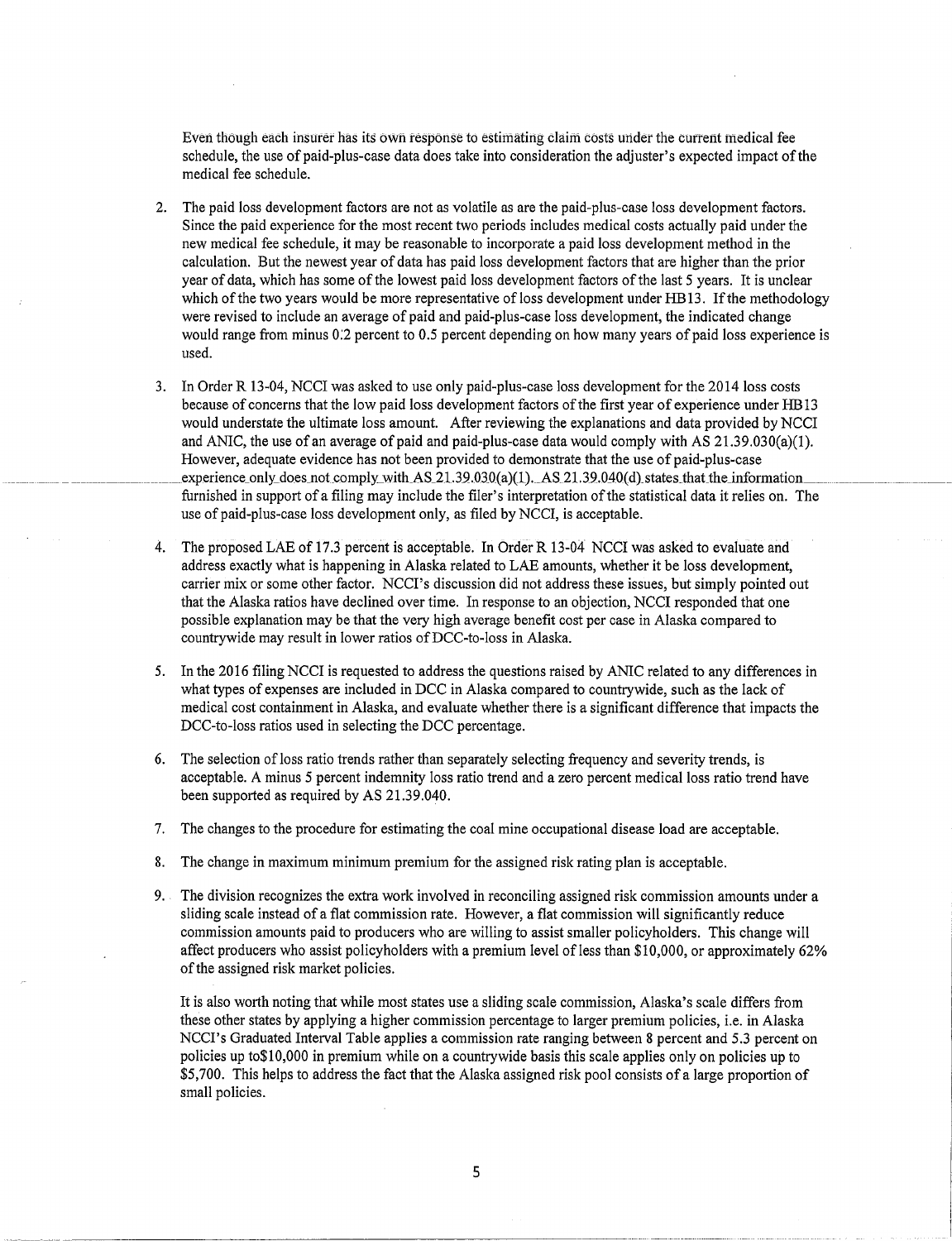Even though each insurer has its own response to estimating claim costs under the current medical fee schedule, the use of paid-plus-case data does take into consideration the adjuster's expected impact of the medical fee schedule.

2. The paid loss development factors are not as volatile as are the paid-plus-case loss development factors. Since the paid experience for the most recent two periods includes medical costs actually paid under the new medical fee schedule, it may be reasonable to incorporate a paid loss development method in the calculation. But the newest year of data has paid loss development factors that are higher than the prior year of data, which has some of the lowest paid loss development factors of the last 5 years. It is unclear which of the two years would be more representative of loss development under HB13. If the methodology were revised to include an average of paid and paid-plus-case loss development, the indicated change would range from minus 0.2 percent to 0.5 percent depending on how many years of paid loss experience is used.

3. In Order R 13-04, NCCI was asked to use only paid-plus-case loss development for the 2014 loss costs because of concerns that the low paid loss development factors of the first year of experience under HB13 would understate the ultimate loss amount. After reviewing the explanations and data provided by NCCI and ANIC, the use of an average of paid and paid-plus-case data would comply with AS 21.39.030(a)(1). However, adequate evidence has not been provided to demonstrate that the use of paid-plus-case experience only does not comply with AS 21.39.030(a)(1). AS 21.39.040(d) states that the information furnished in support of a filing may include the filer's interpretation of the statistical data it relies on. The use of paid-plus-case loss development only, as filed by NCCI, is acceptable.

4. The proposed LAE of 17.3 percent is acceptable. In Order R 13-04 NCCI was asked to evaluate and address exactly what is happening in Alaska related to LAE amounts, whether it be loss development, carrier mix or some other factor. NCCI's discussion did not address these issues, but simply pointed out that the Alaska ratios have declined over time. In response to an objection, NCCI responded that one possible explanation may be that the very high average benefit cost per case in Alaska compared to countrywide may result in lower ratios of DCC-to-loss in Alaska.

5. In the 2016 filing NCCI is requested to address the questions raised by ANIC related to any differences in what types of expenses are included in DCC in Alaska compared to countrywide, such as the lack of medical cost containment in Alaska, and evaluate whether there is a significant difference that impacts the DCC-to-loss ratios used in selecting the DCC percentage.

6. The selection of loss ratio trends rather than separately selecting frequency and severity trends, is acceptable. A minus 5 percent indemnity loss ratio trend and a zero percent medical loss ratio trend have been supported as required by AS 21.39.040.

7. The changes to the procedure for estimating the coal mine occupational disease load are acceptable.

8. The change in maximum minimum premium for the assigned risk rating plan is acceptable.

9. The division recognizes the extra work involved in reconciling assigned risk commission amounts under a sliding scale instead of a flat commission rate. However, a flat commission will significantly reduce commission amounts paid to producers who are willing to assist smaller policyholders. This change will affect producers who assist policyholders with a premium level of less than $10,000, or approximately 62% of the assigned risk market policies.

   It is also worth noting that while most states use a sliding scale commission, Alaska's scale differs from these other states by applying a higher commission percentage to larger premium policies, i.e. in Alaska NCCI's Graduated Interval Table applies a commission rate ranging between 8 percent and 5.3 percent on policies up to$10,000 in premium while on a countrywide basis this scale applies only on policies up to $5,700. This helps to address the fact that the Alaska assigned risk pool consists of a large proportion of small policies.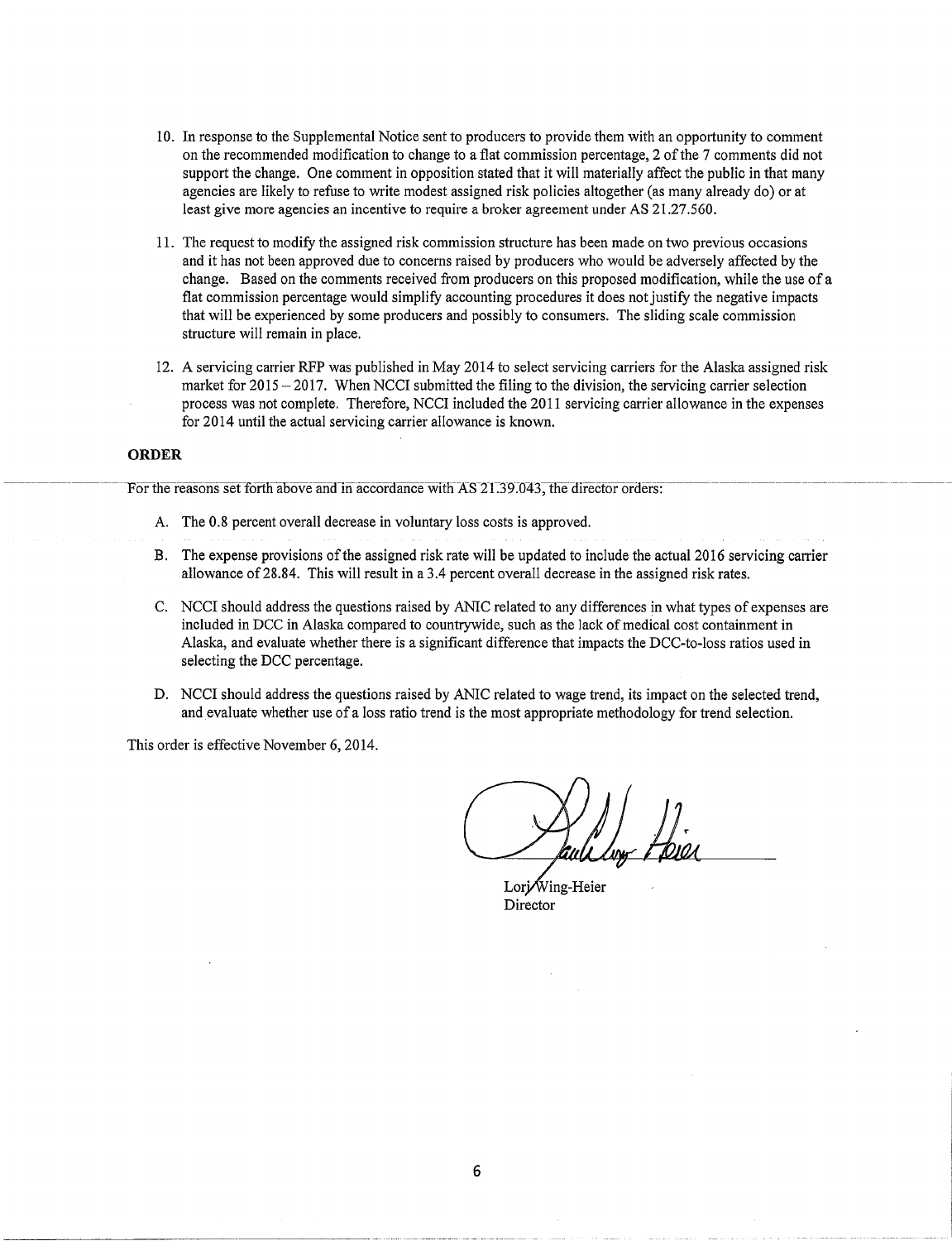10. In response to the Supplemental Notice sent to producers to provide them with an opportunity to comment on the recommended modification to change to a flat commission percentage, 2 of the 7 comments did not support the change. One comment in opposition stated that it will materially affect the public in that many agencies are likely to refuse to write modest assigned risk policies altogether (as many already do) or at least give more agencies an incentive to require a broker agreement under AS 21.27.560.

11. The request to modify the assigned risk commission structure has been made on two previous occasions and it has not been approved due to concerns raised by producers who would be adversely affected by the change. Based on the comments received from producers on this proposed modification, while the use of a flat commission percentage would simplify accounting procedures it does not justify the negative impacts that will be experienced by some producers and possibly to consumers. The sliding scale commission structure will remain in place.

12. A servicing carrier RFP was published in May 2014 to select servicing carriers for the Alaska assigned risk market for 2015 – 2017. When NCCI submitted the filing to the division, the servicing carrier selection process was not complete. Therefore, NCCI included the 2011 servicing carrier allowance in the expenses for 2014 until the actual servicing carrier allowance is known.

**ORDER**

For the reasons set forth above and in accordance with AS 21.39.043, the director orders:

A. The 0.8 percent overall decrease in voluntary loss costs is approved.

B. The expense provisions of the assigned risk rate will be updated to include the actual 2016 servicing carrier allowance of 28.84. This will result in a 3.4 percent overall decrease in the assigned risk rates.

C. NCCI should address the questions raised by ANIC related to any differences in what types of expenses are included in DCC in Alaska compared to countrywide, such as the lack of medical cost containment in Alaska, and evaluate whether there is a significant difference that impacts the DCC-to-loss ratios used in selecting the DCC percentage.

D. NCCI should address the questions raised by ANIC related to wage trend, its impact on the selected trend, and evaluate whether use of a loss ratio trend is the most appropriate methodology for trend selection.

This order is effective November 6, 2014.

Lori Wing-Heier
Director